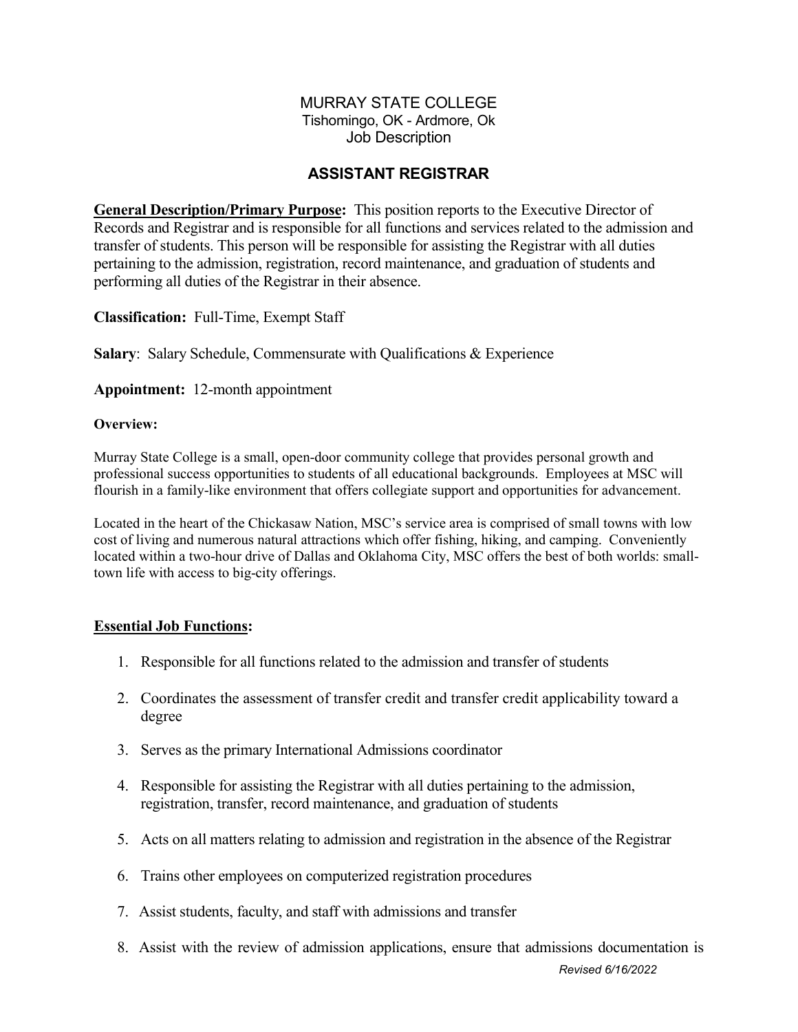# MURRAY STATE COLLEGE

Tishomingo, OK - Ardmore, Ok

Job Description

## ASSISTANT REGISTRAR

**General Description/Primary Purpose:** This position reports to the Executive Director of Records and Registrar and is responsible for all functions and services related to the admission and transfer of students. This person will be responsible for assisting the Registrar with all duties pertaining to the admission, registration, record maintenance, and graduation of students and performing all duties of the Registrar in their absence.

**Classification:** Full-Time, Exempt Staff

**Salary**: Salary Schedule, Commensurate with Qualifications & Experience

**Appointment:** 12-month appointment

**Overview:**

Murray State College is a small, open-door community college that provides personal growth and professional success opportunities to students of all educational backgrounds. Employees at MSC will flourish in a family-like environment that offers collegiate support and opportunities for advancement.

Located in the heart of the Chickasaw Nation, MSC's service area is comprised of small towns with low cost of living and numerous natural attractions which offer fishing, hiking, and camping. Conveniently located within a two-hour drive of Dallas and Oklahoma City, MSC offers the best of both worlds: small-town life with access to big-city offerings.

**Essential Job Functions:**

1. Responsible for all functions related to the admission and transfer of students
2. Coordinates the assessment of transfer credit and transfer credit applicability toward a degree
3. Serves as the primary International Admissions coordinator
4. Responsible for assisting the Registrar with all duties pertaining to the admission, registration, transfer, record maintenance, and graduation of students
5. Acts on all matters relating to admission and registration in the absence of the Registrar
6. Trains other employees on computerized registration procedures
7. Assist students, faculty, and staff with admissions and transfer
8. Assist with the review of admission applications, ensure that admissions documentation is

*Revised 6/16/2022*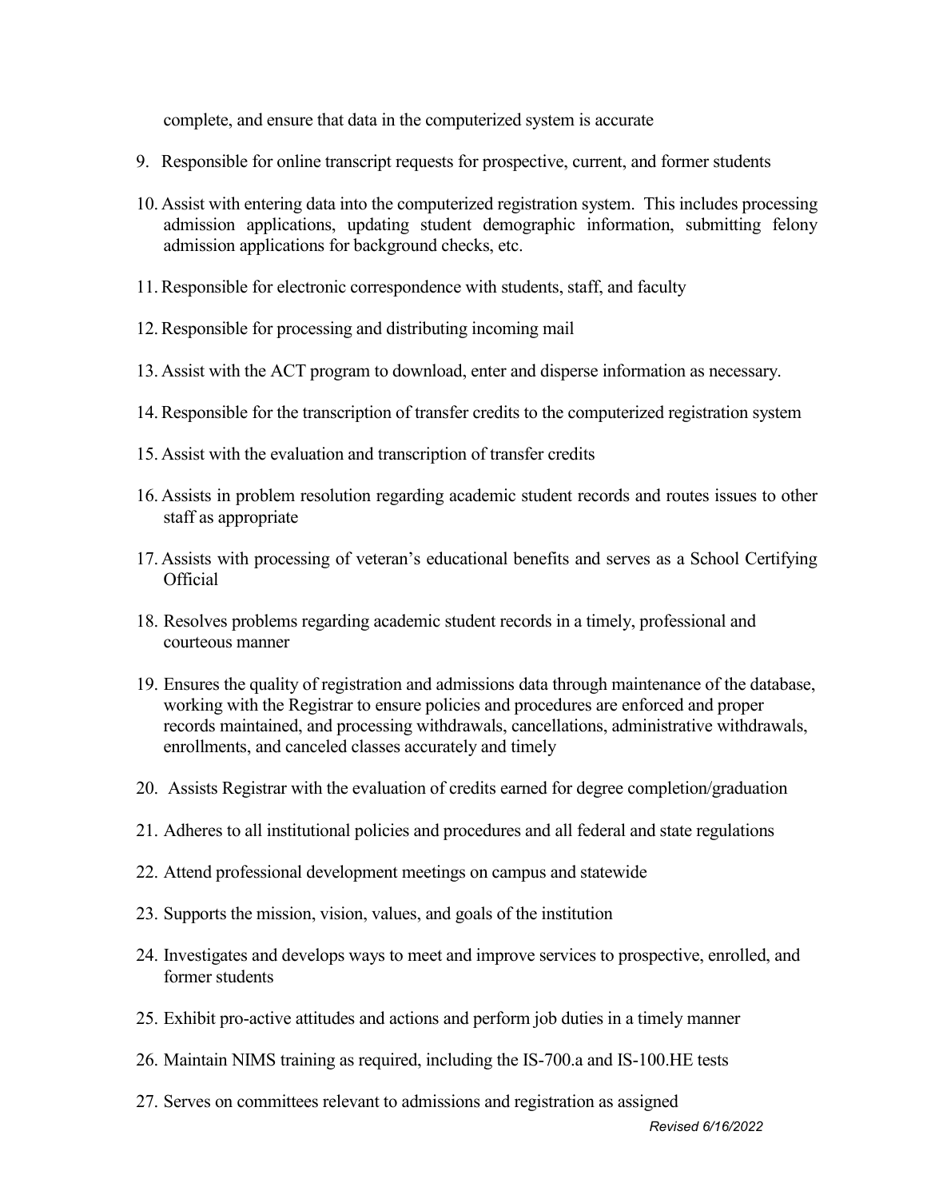complete, and ensure that data in the computerized system is accurate

9. Responsible for online transcript requests for prospective, current, and former students
10. Assist with entering data into the computerized registration system. This includes processing admission applications, updating student demographic information, submitting felony admission applications for background checks, etc.
11. Responsible for electronic correspondence with students, staff, and faculty
12. Responsible for processing and distributing incoming mail
13. Assist with the ACT program to download, enter and disperse information as necessary.
14. Responsible for the transcription of transfer credits to the computerized registration system
15. Assist with the evaluation and transcription of transfer credits
16. Assists in problem resolution regarding academic student records and routes issues to other staff as appropriate
17. Assists with processing of veteran's educational benefits and serves as a School Certifying Official
18. Resolves problems regarding academic student records in a timely, professional and courteous manner
19. Ensures the quality of registration and admissions data through maintenance of the database, working with the Registrar to ensure policies and procedures are enforced and proper records maintained, and processing withdrawals, cancellations, administrative withdrawals, enrollments, and canceled classes accurately and timely
20. Assists Registrar with the evaluation of credits earned for degree completion/graduation
21. Adheres to all institutional policies and procedures and all federal and state regulations
22. Attend professional development meetings on campus and statewide
23. Supports the mission, vision, values, and goals of the institution
24. Investigates and develops ways to meet and improve services to prospective, enrolled, and former students
25. Exhibit pro-active attitudes and actions and perform job duties in a timely manner
26. Maintain NIMS training as required, including the IS-700.a and IS-100.HE tests
27. Serves on committees relevant to admissions and registration as assigned

*Revised 6/16/2022*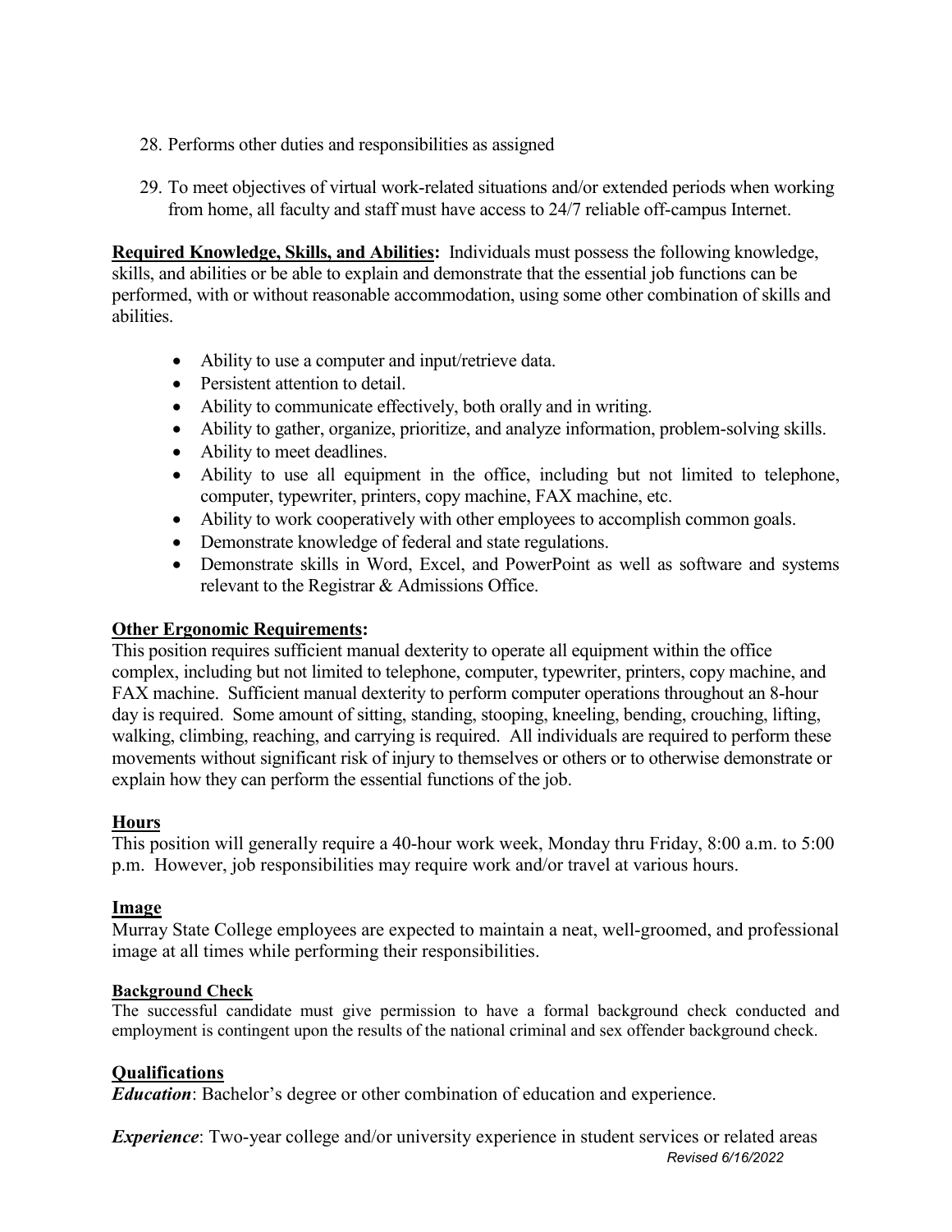28. Performs other duties and responsibilities as assigned

29. To meet objectives of virtual work-related situations and/or extended periods when working from home, all faculty and staff must have access to 24/7 reliable off-campus Internet.

**Required Knowledge, Skills, and Abilities:** Individuals must possess the following knowledge, skills, and abilities or be able to explain and demonstrate that the essential job functions can be performed, with or without reasonable accommodation, using some other combination of skills and abilities.

- Ability to use a computer and input/retrieve data.
- Persistent attention to detail.
- Ability to communicate effectively, both orally and in writing.
- Ability to gather, organize, prioritize, and analyze information, problem-solving skills.
- Ability to meet deadlines.
- Ability to use all equipment in the office, including but not limited to telephone, computer, typewriter, printers, copy machine, FAX machine, etc.
- Ability to work cooperatively with other employees to accomplish common goals.
- Demonstrate knowledge of federal and state regulations.
- Demonstrate skills in Word, Excel, and PowerPoint as well as software and systems relevant to the Registrar & Admissions Office.

## Other Ergonomic Requirements:

This position requires sufficient manual dexterity to operate all equipment within the office complex, including but not limited to telephone, computer, typewriter, printers, copy machine, and FAX machine. Sufficient manual dexterity to perform computer operations throughout an 8-hour day is required. Some amount of sitting, standing, stooping, kneeling, bending, crouching, lifting, walking, climbing, reaching, and carrying is required. All individuals are required to perform these movements without significant risk of injury to themselves or others or to otherwise demonstrate or explain how they can perform the essential functions of the job.

## Hours

This position will generally require a 40-hour work week, Monday thru Friday, 8:00 a.m. to 5:00 p.m. However, job responsibilities may require work and/or travel at various hours.

## Image

Murray State College employees are expected to maintain a neat, well-groomed, and professional image at all times while performing their responsibilities.

### Background Check

The successful candidate must give permission to have a formal background check conducted and employment is contingent upon the results of the national criminal and sex offender background check.

## Qualifications

***Education***: Bachelor's degree or other combination of education and experience.

***Experience***: Two-year college and/or university experience in student services or related areas

*Revised 6/16/2022*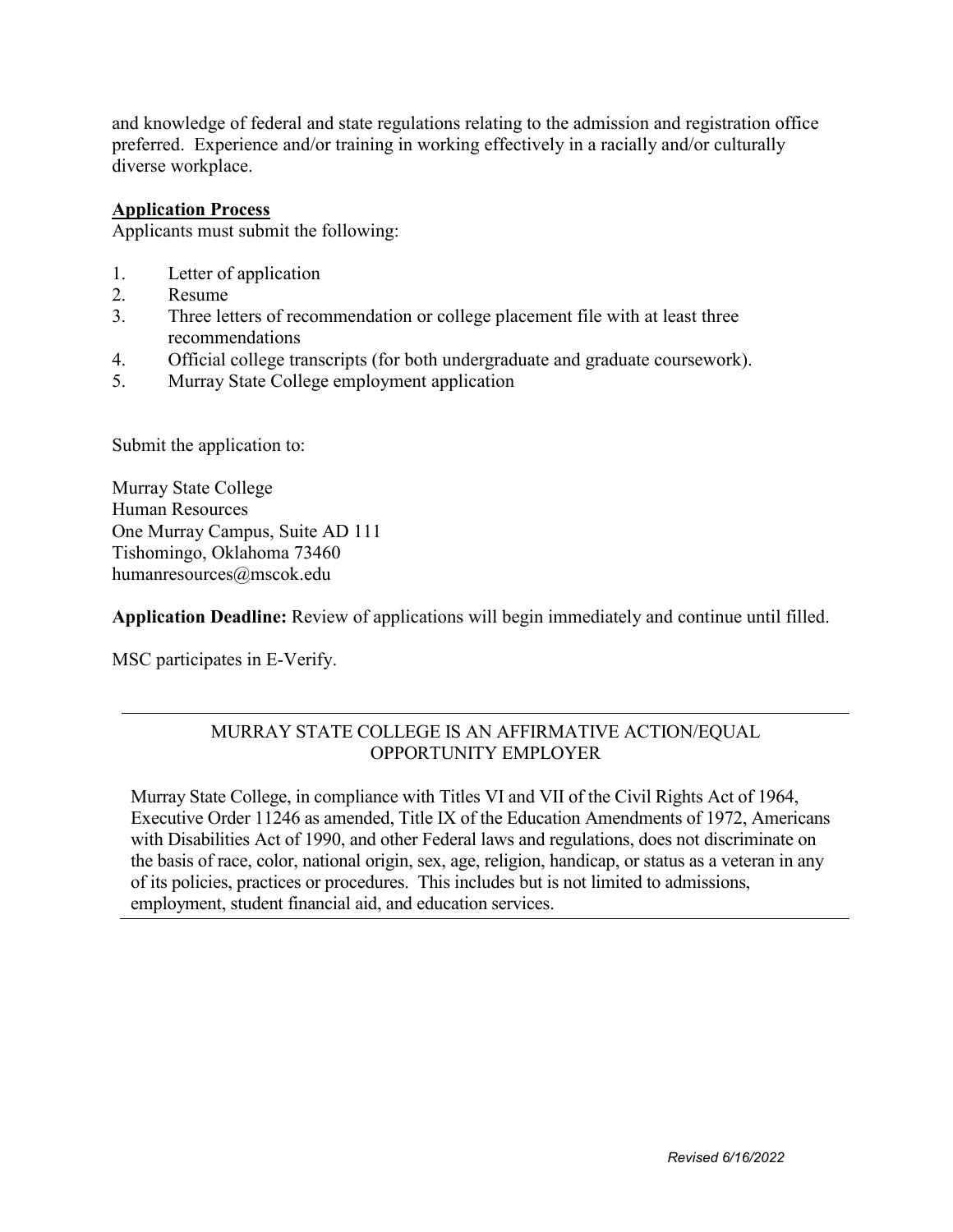and knowledge of federal and state regulations relating to the admission and registration office preferred. Experience and/or training in working effectively in a racially and/or culturally diverse workplace.

**Application Process**

Applicants must submit the following:

1. Letter of application
2. Resume
3. Three letters of recommendation or college placement file with at least three recommendations
4. Official college transcripts (for both undergraduate and graduate coursework).
5. Murray State College employment application

Submit the application to:

Murray State College
Human Resources
One Murray Campus, Suite AD 111
Tishomingo, Oklahoma 73460
humanresources@mscok.edu

**Application Deadline:** Review of applications will begin immediately and continue until filled.

MSC participates in E-Verify.

---

MURRAY STATE COLLEGE IS AN AFFIRMATIVE ACTION/EQUAL OPPORTUNITY EMPLOYER

Murray State College, in compliance with Titles VI and VII of the Civil Rights Act of 1964, Executive Order 11246 as amended, Title IX of the Education Amendments of 1972, Americans with Disabilities Act of 1990, and other Federal laws and regulations, does not discriminate on the basis of race, color, national origin, sex, age, religion, handicap, or status as a veteran in any of its policies, practices or procedures. This includes but is not limited to admissions, employment, student financial aid, and education services.

---

*Revised 6/16/2022*